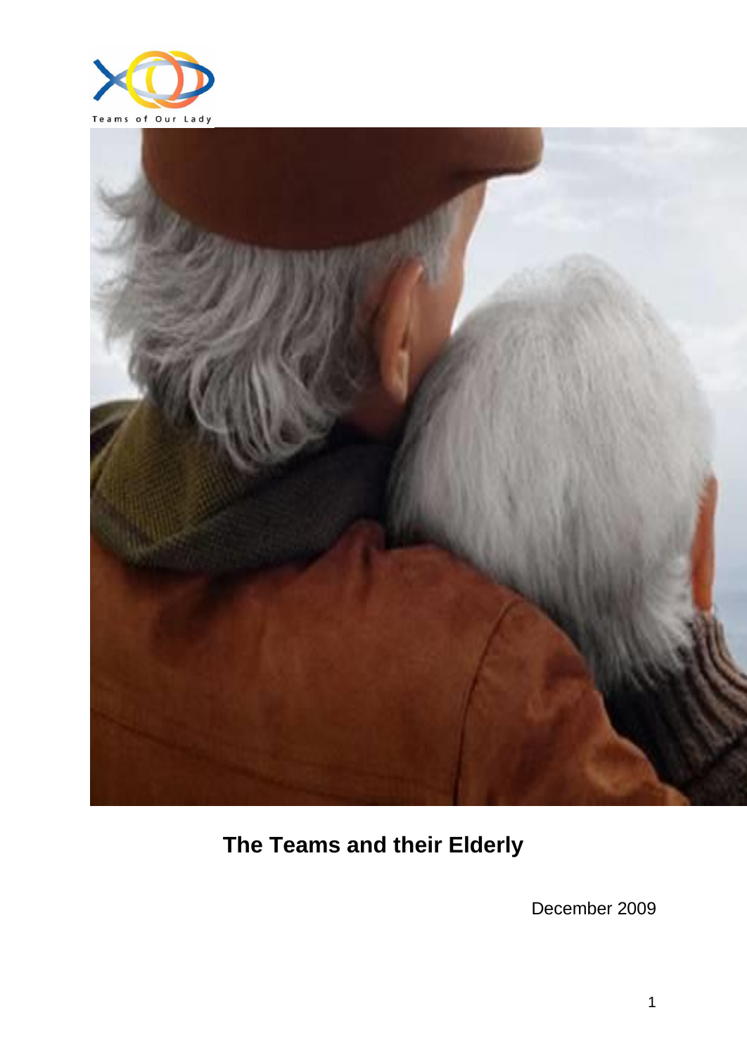Teams of Our Lady

# The Teams and their Elderly

December 2009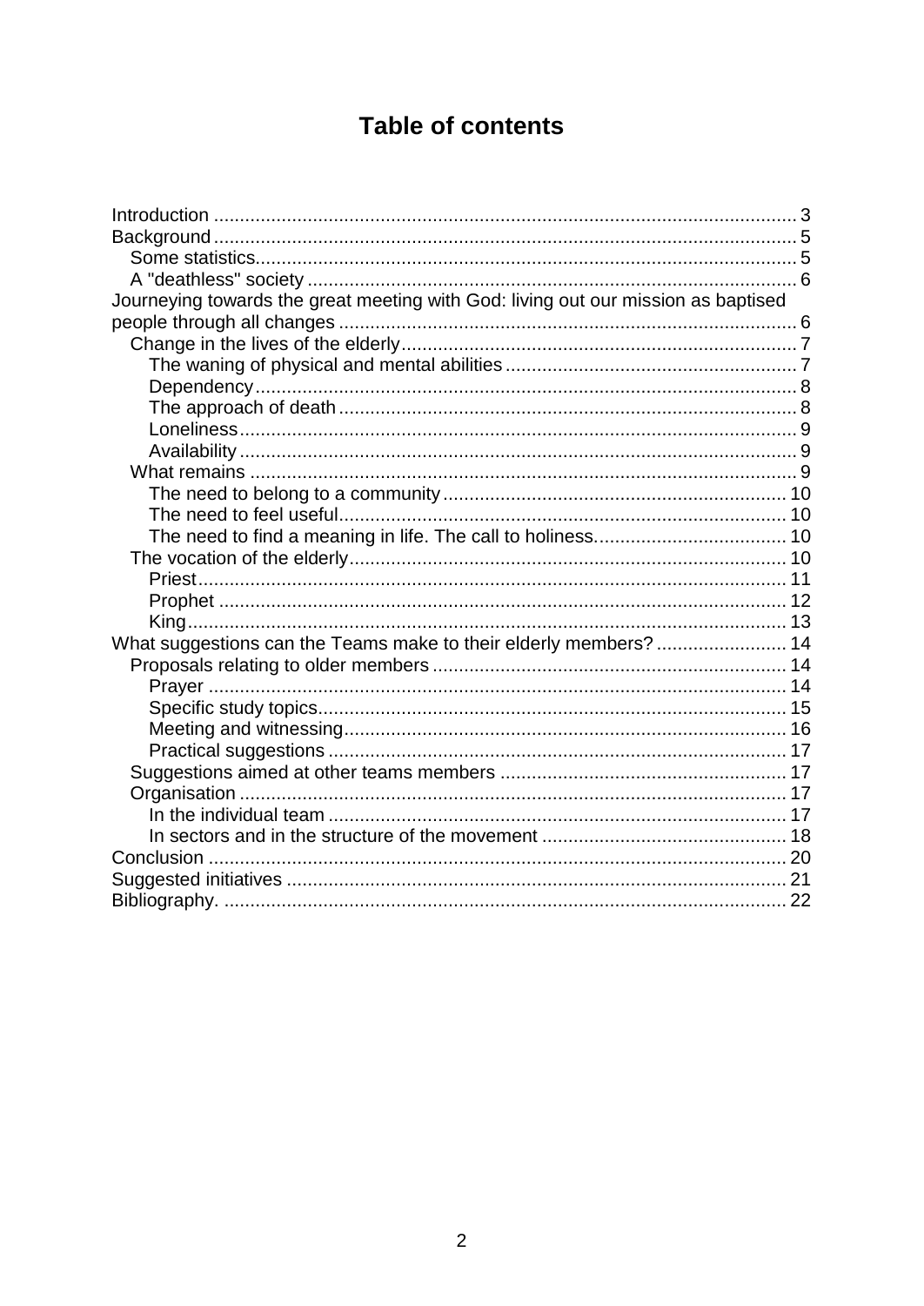# Table of contents

- Introduction ... 3
- Background ... 5
  - Some statistics ... 5
  - A "deathless" society ... 6
- Journeying towards the great meeting with God: living out our mission as baptised people through all changes ... 6
  - Change in the lives of the elderly ... 7
    - The waning of physical and mental abilities ... 7
    - Dependency ... 8
    - The approach of death ... 8
    - Loneliness ... 9
    - Availability ... 9
  - What remains ... 9
    - The need to belong to a community ... 10
    - The need to feel useful ... 10
    - The need to find a meaning in life. The call to holiness. ... 10
  - The vocation of the elderly ... 10
    - Priest ... 11
    - Prophet ... 12
    - King ... 13
- What suggestions can the Teams make to their elderly members? ... 14
  - Proposals relating to older members ... 14
    - Prayer ... 14
    - Specific study topics ... 15
    - Meeting and witnessing ... 16
    - Practical suggestions ... 17
  - Suggestions aimed at other teams members ... 17
  - Organisation ... 17
    - In the individual team ... 17
    - In sectors and in the structure of the movement ... 18
- Conclusion ... 20
- Suggested initiatives ... 21
- Bibliography. ... 22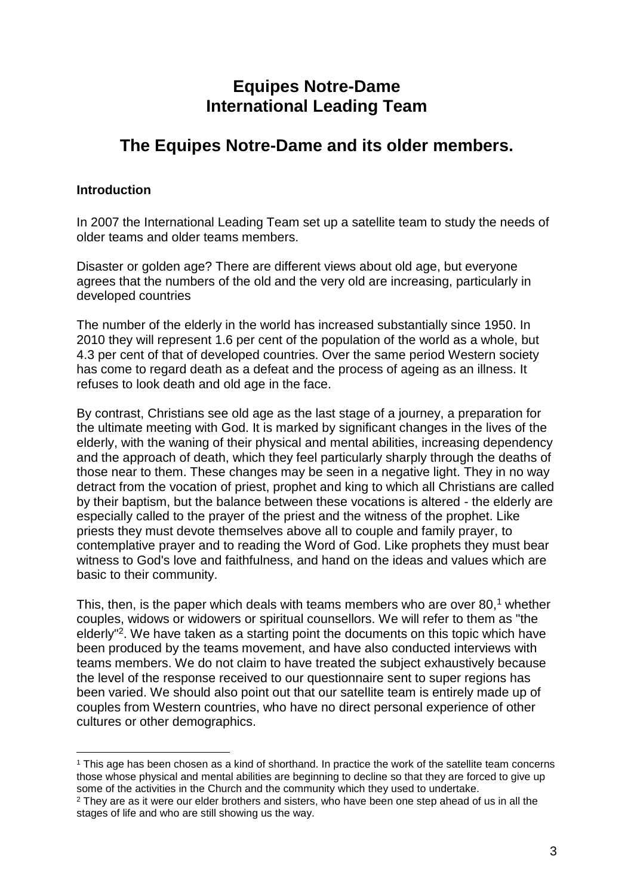# Equipes Notre-Dame
# International Leading Team

## The Equipes Notre-Dame and its older members.

### Introduction

In 2007 the International Leading Team set up a satellite team to study the needs of older teams and older teams members.

Disaster or golden age? There are different views about old age, but everyone agrees that the numbers of the old and the very old are increasing, particularly in developed countries

The number of the elderly in the world has increased substantially since 1950. In 2010 they will represent 1.6 per cent of the population of the world as a whole, but 4.3 per cent of that of developed countries. Over the same period Western society has come to regard death as a defeat and the process of ageing as an illness. It refuses to look death and old age in the face.

By contrast, Christians see old age as the last stage of a journey, a preparation for the ultimate meeting with God. It is marked by significant changes in the lives of the elderly, with the waning of their physical and mental abilities, increasing dependency and the approach of death, which they feel particularly sharply through the deaths of those near to them. These changes may be seen in a negative light. They in no way detract from the vocation of priest, prophet and king to which all Christians are called by their baptism, but the balance between these vocations is altered - the elderly are especially called to the prayer of the priest and the witness of the prophet. Like priests they must devote themselves above all to couple and family prayer, to contemplative prayer and to reading the Word of God. Like prophets they must bear witness to God's love and faithfulness, and hand on the ideas and values which are basic to their community.

This, then, is the paper which deals with teams members who are over 80,[1] whether couples, widows or widowers or spiritual counsellors. We will refer to them as "the elderly"[2]. We have taken as a starting point the documents on this topic which have been produced by the teams movement, and have also conducted interviews with teams members. We do not claim to have treated the subject exhaustively because the level of the response received to our questionnaire sent to super regions has been varied. We should also point out that our satellite team is entirely made up of couples from Western countries, who have no direct personal experience of other cultures or other demographics.

---

[1] This age has been chosen as a kind of shorthand. In practice the work of the satellite team concerns those whose physical and mental abilities are beginning to decline so that they are forced to give up some of the activities in the Church and the community which they used to undertake.

[2] They are as it were our elder brothers and sisters, who have been one step ahead of us in all the stages of life and who are still showing us the way.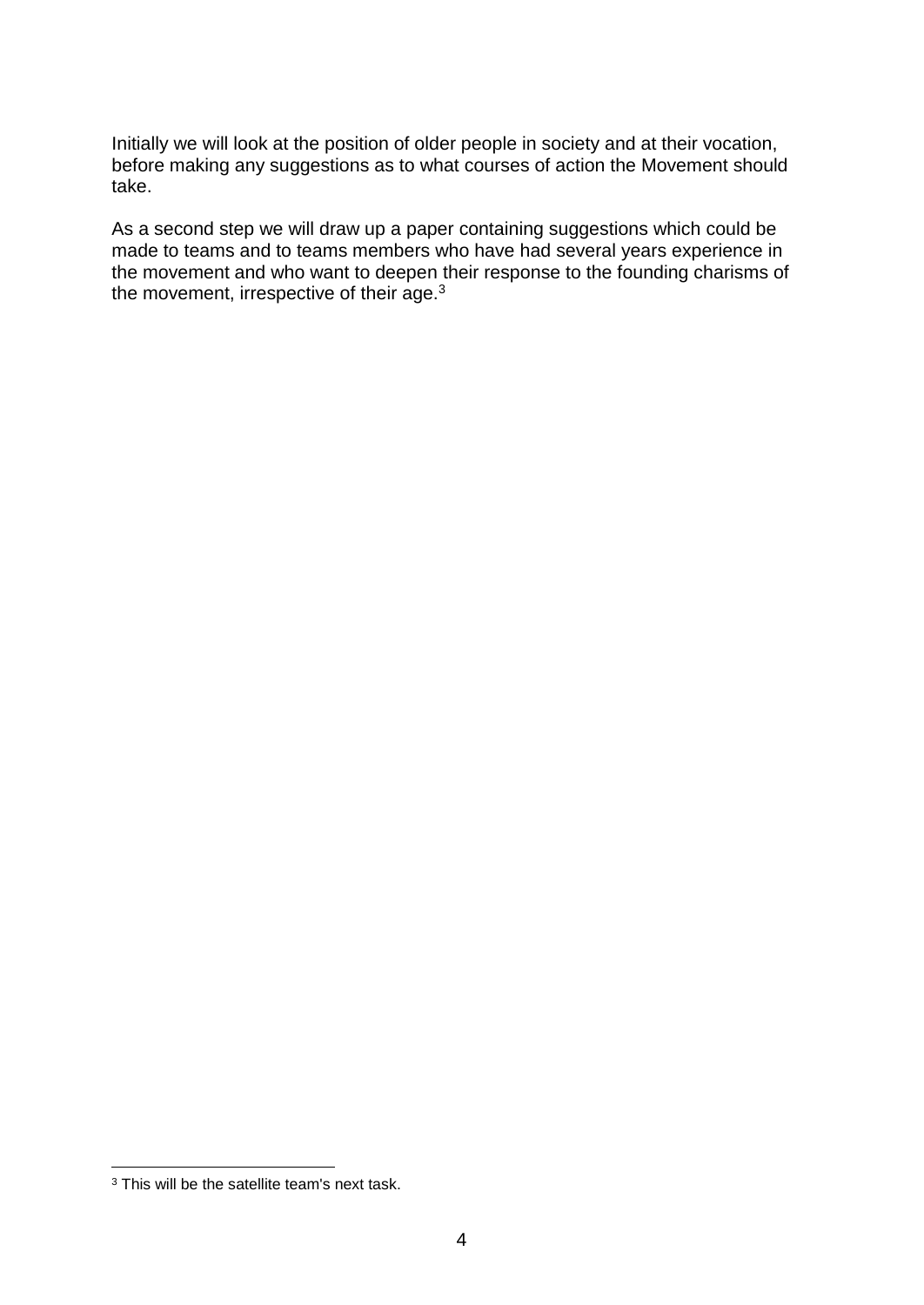Initially we will look at the position of older people in society and at their vocation, before making any suggestions as to what courses of action the Movement should take.

As a second step we will draw up a paper containing suggestions which could be made to teams and to teams members who have had several years experience in the movement and who want to deepen their response to the founding charisms of the movement, irrespective of their age.[3]

---

[3] This will be the satellite team's next task.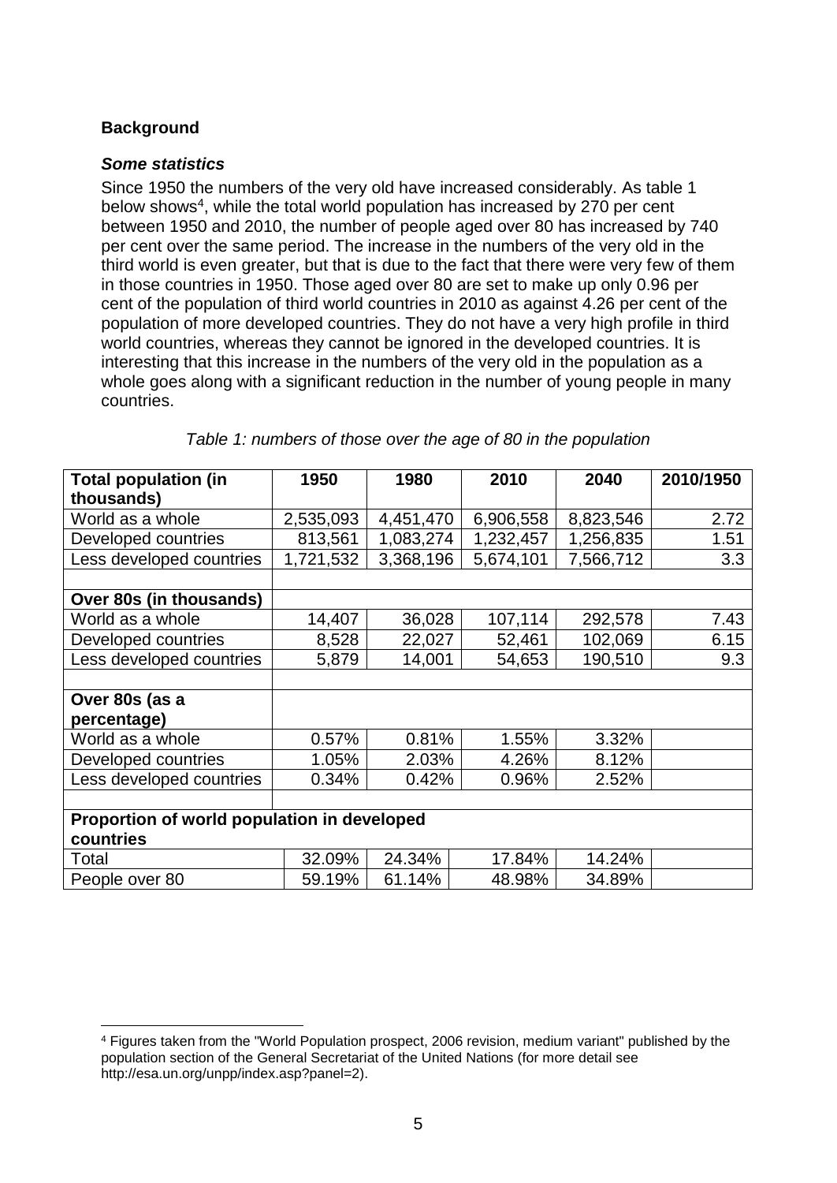**Background**

***Some statistics***

Since 1950 the numbers of the very old have increased considerably. As table 1 below shows[4], while the total world population has increased by 270 per cent between 1950 and 2010, the number of people aged over 80 has increased by 740 per cent over the same period. The increase in the numbers of the very old in the third world is even greater, but that is due to the fact that there were very few of them in those countries in 1950. Those aged over 80 are set to make up only 0.96 per cent of the population of third world countries in 2010 as against 4.26 per cent of the population of more developed countries. They do not have a very high profile in third world countries, whereas they cannot be ignored in the developed countries. It is interesting that this increase in the numbers of the very old in the population as a whole goes along with a significant reduction in the number of young people in many countries.

*Table 1: numbers of those over the age of 80 in the population*

| **Total population (in thousands)** | **1950** | **1980** | **2010** | **2040** | **2010/1950** |
|---|---|---|---|---|---|
| World as a whole | 2,535,093 | 4,451,470 | 6,906,558 | 8,823,546 | 2.72 |
| Developed countries | 813,561 | 1,083,274 | 1,232,457 | 1,256,835 | 1.51 |
| Less developed countries | 1,721,532 | 3,368,196 | 5,674,101 | 7,566,712 | 3.3 |
| | | | | | |
| **Over 80s (in thousands)** | | | | | |
| World as a whole | 14,407 | 36,028 | 107,114 | 292,578 | 7.43 |
| Developed countries | 8,528 | 22,027 | 52,461 | 102,069 | 6.15 |
| Less developed countries | 5,879 | 14,001 | 54,653 | 190,510 | 9.3 |
| | | | | | |
| **Over 80s (as a percentage)** | | | | | |
| World as a whole | 0.57% | 0.81% | 1.55% | 3.32% | |
| Developed countries | 1.05% | 2.03% | 4.26% | 8.12% | |
| Less developed countries | 0.34% | 0.42% | 0.96% | 2.52% | |
| | | | | | |
| **Proportion of world population in developed countries** | | | | | |
| Total | 32.09% | 24.34% | 17.84% | 14.24% | |
| People over 80 | 59.19% | 61.14% | 48.98% | 34.89% | |

[4] Figures taken from the "World Population prospect, 2006 revision, medium variant" published by the population section of the General Secretariat of the United Nations (for more detail see http://esa.un.org/unpp/index.asp?panel=2).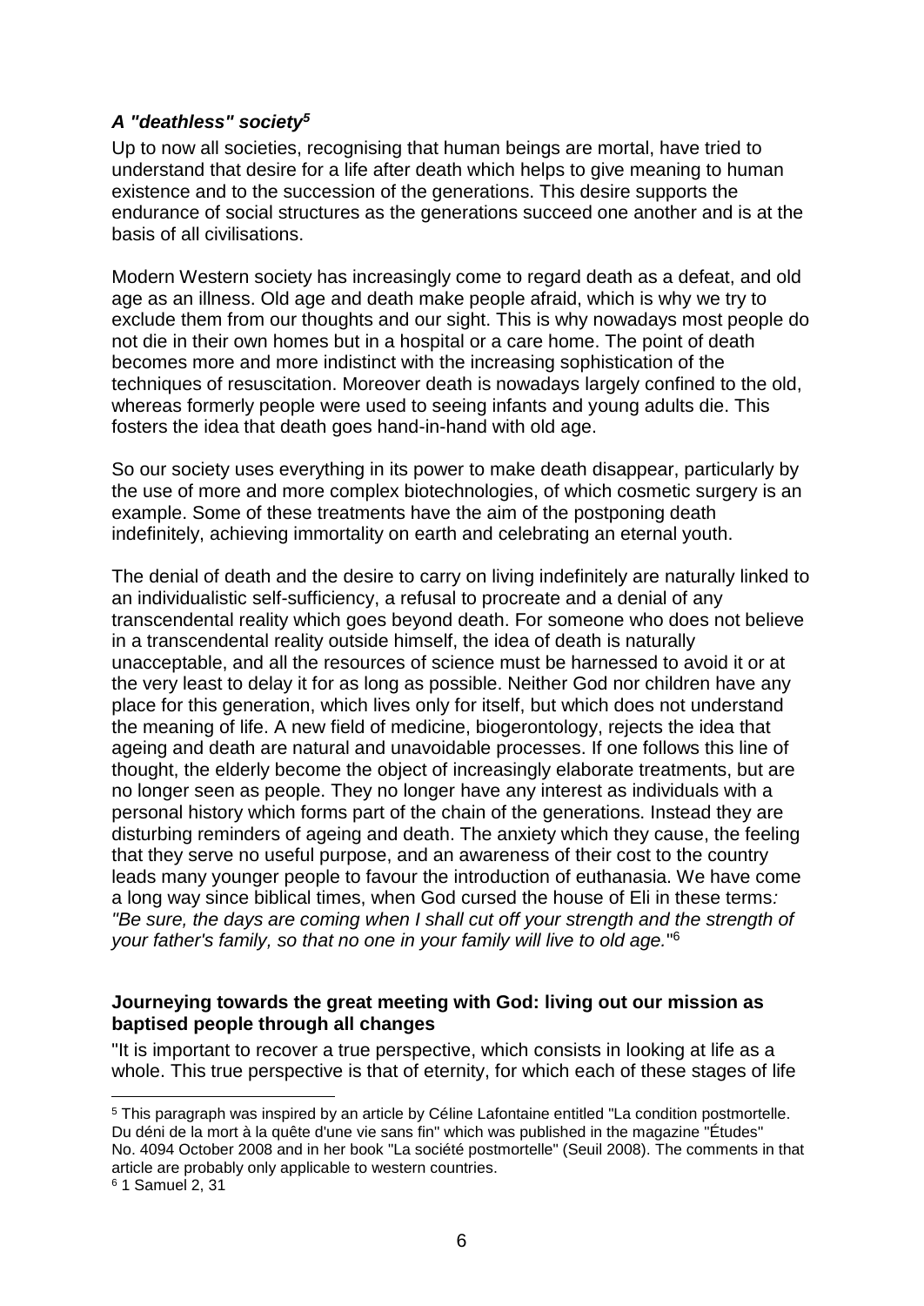### *A "deathless" society*[5]

Up to now all societies, recognising that human beings are mortal, have tried to understand that desire for a life after death which helps to give meaning to human existence and to the succession of the generations. This desire supports the endurance of social structures as the generations succeed one another and is at the basis of all civilisations.

Modern Western society has increasingly come to regard death as a defeat, and old age as an illness. Old age and death make people afraid, which is why we try to exclude them from our thoughts and our sight. This is why nowadays most people do not die in their own homes but in a hospital or a care home. The point of death becomes more and more indistinct with the increasing sophistication of the techniques of resuscitation. Moreover death is nowadays largely confined to the old, whereas formerly people were used to seeing infants and young adults die. This fosters the idea that death goes hand-in-hand with old age.

So our society uses everything in its power to make death disappear, particularly by the use of more and more complex biotechnologies, of which cosmetic surgery is an example. Some of these treatments have the aim of the postponing death indefinitely, achieving immortality on earth and celebrating an eternal youth.

The denial of death and the desire to carry on living indefinitely are naturally linked to an individualistic self-sufficiency, a refusal to procreate and a denial of any transcendental reality which goes beyond death. For someone who does not believe in a transcendental reality outside himself, the idea of death is naturally unacceptable, and all the resources of science must be harnessed to avoid it or at the very least to delay it for as long as possible. Neither God nor children have any place for this generation, which lives only for itself, but which does not understand the meaning of life. A new field of medicine, biogerontology, rejects the idea that ageing and death are natural and unavoidable processes. If one follows this line of thought, the elderly become the object of increasingly elaborate treatments, but are no longer seen as people. They no longer have any interest as individuals with a personal history which forms part of the chain of the generations. Instead they are disturbing reminders of ageing and death. The anxiety which they cause, the feeling that they serve no useful purpose, and an awareness of their cost to the country leads many younger people to favour the introduction of euthanasia. We have come a long way since biblical times, when God cursed the house of Eli in these terms*: "Be sure, the days are coming when I shall cut off your strength and the strength of your father's family, so that no one in your family will live to old age.*"[6]

**Journeying towards the great meeting with God: living out our mission as baptised people through all changes**

"It is important to recover a true perspective, which consists in looking at life as a whole. This true perspective is that of eternity, for which each of these stages of life

---

[5] This paragraph was inspired by an article by Céline Lafontaine entitled "La condition postmortelle. Du déni de la mort à la quête d'une vie sans fin" which was published in the magazine "Études" No. 4094 October 2008 and in her book "La société postmortelle" (Seuil 2008). The comments in that article are probably only applicable to western countries.

[6] 1 Samuel 2, 31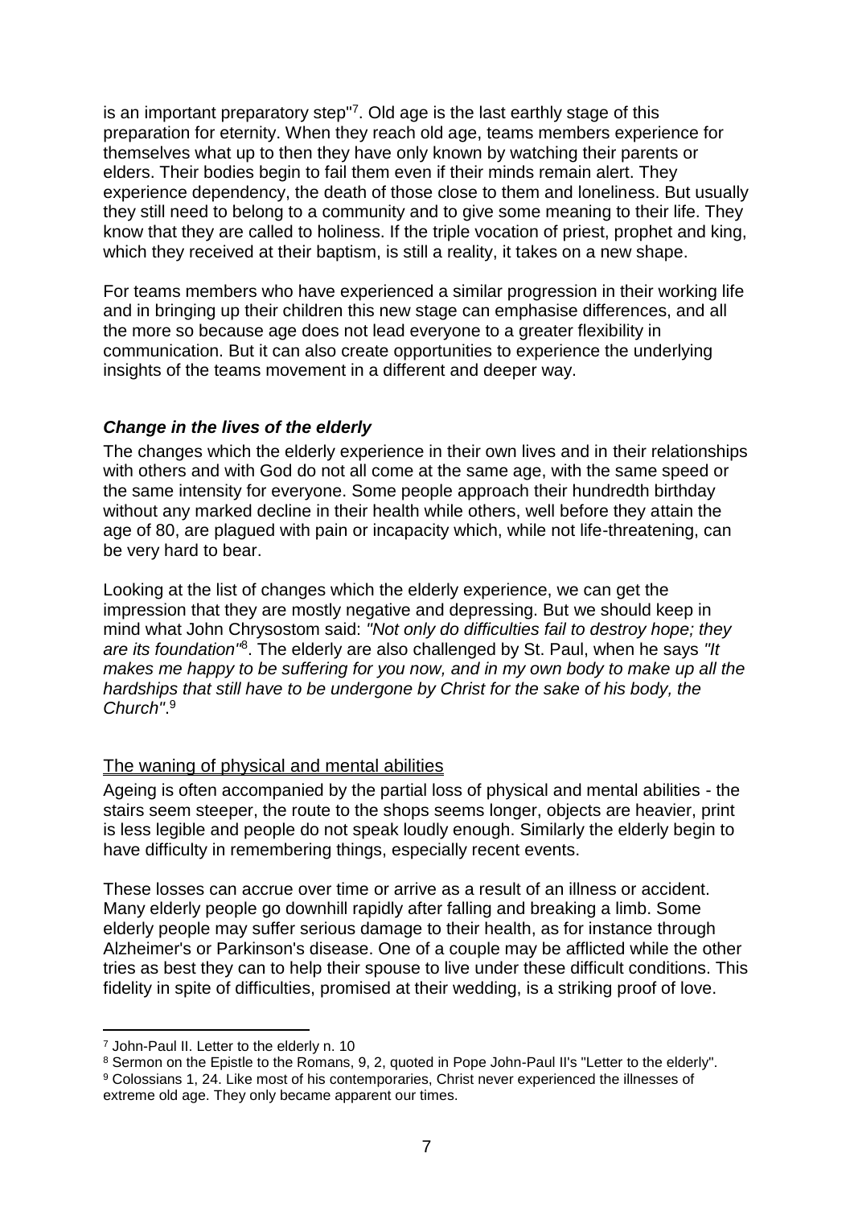is an important preparatory step"[7]. Old age is the last earthly stage of this preparation for eternity. When they reach old age, teams members experience for themselves what up to then they have only known by watching their parents or elders. Their bodies begin to fail them even if their minds remain alert. They experience dependency, the death of those close to them and loneliness. But usually they still need to belong to a community and to give some meaning to their life. They know that they are called to holiness. If the triple vocation of priest, prophet and king, which they received at their baptism, is still a reality, it takes on a new shape.

For teams members who have experienced a similar progression in their working life and in bringing up their children this new stage can emphasise differences, and all the more so because age does not lead everyone to a greater flexibility in communication. But it can also create opportunities to experience the underlying insights of the teams movement in a different and deeper way.

### ***Change in the lives of the elderly***

The changes which the elderly experience in their own lives and in their relationships with others and with God do not all come at the same age, with the same speed or the same intensity for everyone. Some people approach their hundredth birthday without any marked decline in their health while others, well before they attain the age of 80, are plagued with pain or incapacity which, while not life-threatening, can be very hard to bear.

Looking at the list of changes which the elderly experience, we can get the impression that they are mostly negative and depressing. But we should keep in mind what John Chrysostom said: *"Not only do difficulties fail to destroy hope; they are its foundation"*[8]. The elderly are also challenged by St. Paul, when he says *"It makes me happy to be suffering for you now, and in my own body to make up all the hardships that still have to be undergone by Christ for the sake of his body, the Church"*.[9]

#### The waning of physical and mental abilities

Ageing is often accompanied by the partial loss of physical and mental abilities - the stairs seem steeper, the route to the shops seems longer, objects are heavier, print is less legible and people do not speak loudly enough. Similarly the elderly begin to have difficulty in remembering things, especially recent events.

These losses can accrue over time or arrive as a result of an illness or accident. Many elderly people go downhill rapidly after falling and breaking a limb. Some elderly people may suffer serious damage to their health, as for instance through Alzheimer's or Parkinson's disease. One of a couple may be afflicted while the other tries as best they can to help their spouse to live under these difficult conditions. This fidelity in spite of difficulties, promised at their wedding, is a striking proof of love.

---

[7] John-Paul II. Letter to the elderly n. 10

[8] Sermon on the Epistle to the Romans, 9, 2, quoted in Pope John-Paul II's "Letter to the elderly".

[9] Colossians 1, 24. Like most of his contemporaries, Christ never experienced the illnesses of extreme old age. They only became apparent our times.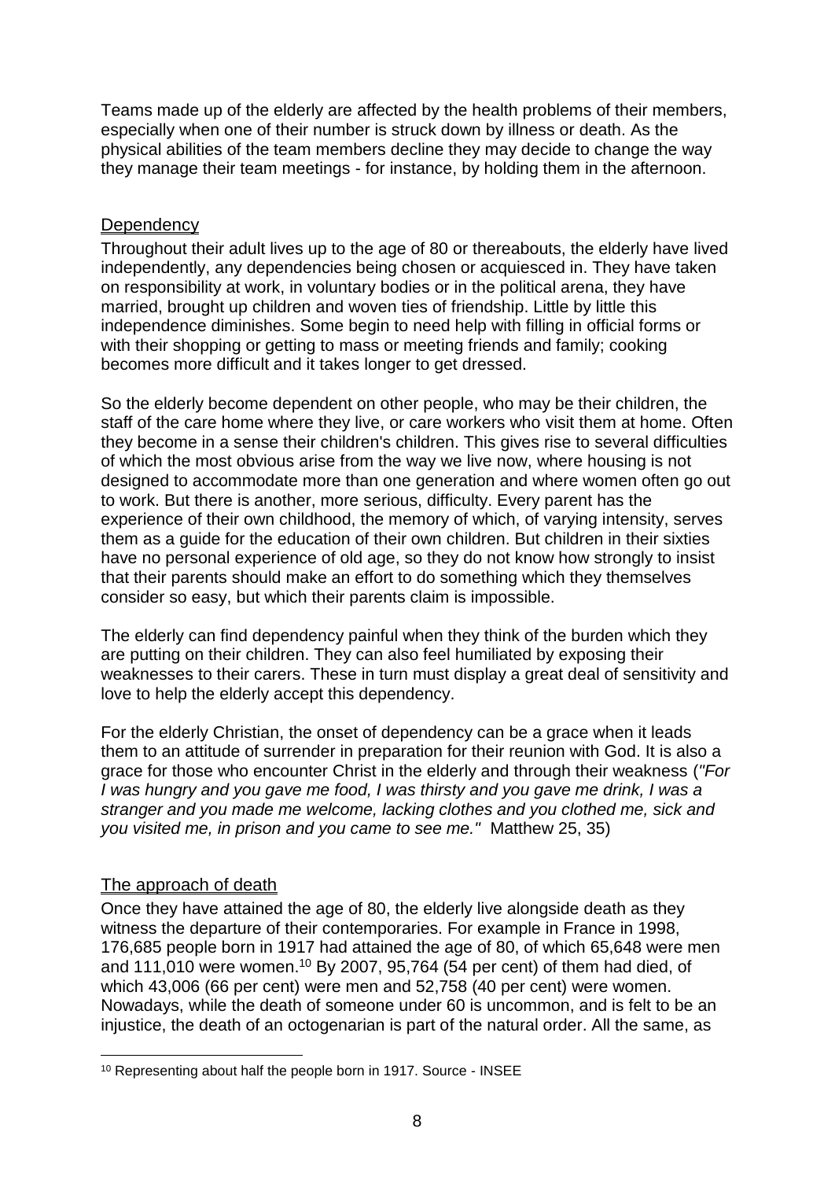Teams made up of the elderly are affected by the health problems of their members, especially when one of their number is struck down by illness or death. As the physical abilities of the team members decline they may decide to change the way they manage their team meetings - for instance, by holding them in the afternoon.

## Dependency

Throughout their adult lives up to the age of 80 or thereabouts, the elderly have lived independently, any dependencies being chosen or acquiesced in. They have taken on responsibility at work, in voluntary bodies or in the political arena, they have married, brought up children and woven ties of friendship. Little by little this independence diminishes. Some begin to need help with filling in official forms or with their shopping or getting to mass or meeting friends and family; cooking becomes more difficult and it takes longer to get dressed.

So the elderly become dependent on other people, who may be their children, the staff of the care home where they live, or care workers who visit them at home. Often they become in a sense their children's children. This gives rise to several difficulties of which the most obvious arise from the way we live now, where housing is not designed to accommodate more than one generation and where women often go out to work. But there is another, more serious, difficulty. Every parent has the experience of their own childhood, the memory of which, of varying intensity, serves them as a guide for the education of their own children. But children in their sixties have no personal experience of old age, so they do not know how strongly to insist that their parents should make an effort to do something which they themselves consider so easy, but which their parents claim is impossible.

The elderly can find dependency painful when they think of the burden which they are putting on their children. They can also feel humiliated by exposing their weaknesses to their carers. These in turn must display a great deal of sensitivity and love to help the elderly accept this dependency.

For the elderly Christian, the onset of dependency can be a grace when it leads them to an attitude of surrender in preparation for their reunion with God. It is also a grace for those who encounter Christ in the elderly and through their weakness (*"For I was hungry and you gave me food, I was thirsty and you gave me drink, I was a stranger and you made me welcome, lacking clothes and you clothed me, sick and you visited me, in prison and you came to see me."* Matthew 25, 35)

## The approach of death

Once they have attained the age of 80, the elderly live alongside death as they witness the departure of their contemporaries. For example in France in 1998, 176,685 people born in 1917 had attained the age of 80, of which 65,648 were men and 111,010 were women.[10] By 2007, 95,764 (54 per cent) of them had died, of which 43,006 (66 per cent) were men and 52,758 (40 per cent) were women. Nowadays, while the death of someone under 60 is uncommon, and is felt to be an injustice, the death of an octogenarian is part of the natural order. All the same, as

[10] Representing about half the people born in 1917. Source - INSEE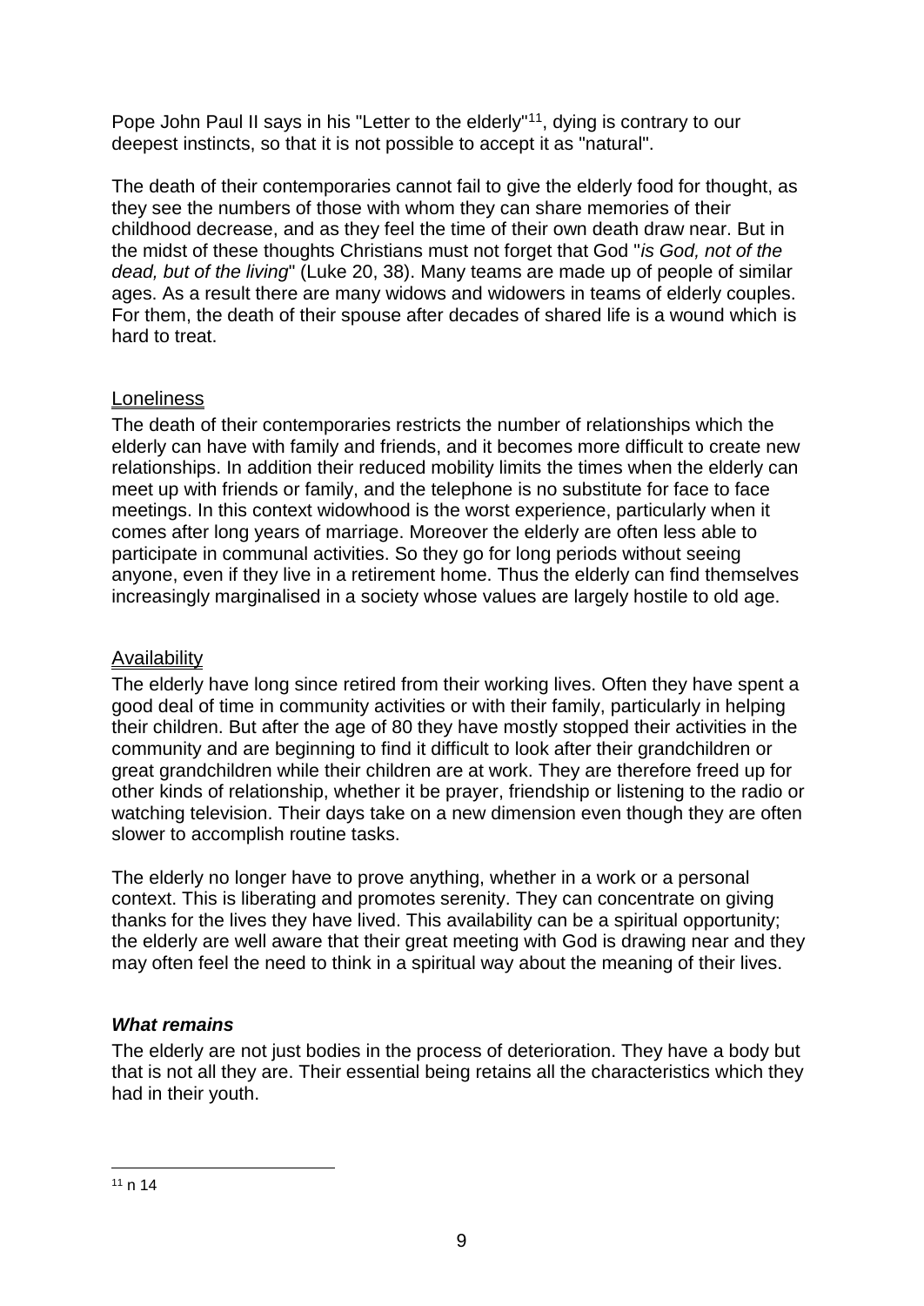Pope John Paul II says in his "Letter to the elderly"[11], dying is contrary to our deepest instincts, so that it is not possible to accept it as "natural".

The death of their contemporaries cannot fail to give the elderly food for thought, as they see the numbers of those with whom they can share memories of their childhood decrease, and as they feel the time of their own death draw near. But in the midst of these thoughts Christians must not forget that God "*is God, not of the dead, but of the living*" (Luke 20, 38). Many teams are made up of people of similar ages. As a result there are many widows and widowers in teams of elderly couples. For them, the death of their spouse after decades of shared life is a wound which is hard to treat.

### Loneliness

The death of their contemporaries restricts the number of relationships which the elderly can have with family and friends, and it becomes more difficult to create new relationships. In addition their reduced mobility limits the times when the elderly can meet up with friends or family, and the telephone is no substitute for face to face meetings. In this context widowhood is the worst experience, particularly when it comes after long years of marriage. Moreover the elderly are often less able to participate in communal activities. So they go for long periods without seeing anyone, even if they live in a retirement home. Thus the elderly can find themselves increasingly marginalised in a society whose values are largely hostile to old age.

### Availability

The elderly have long since retired from their working lives. Often they have spent a good deal of time in community activities or with their family, particularly in helping their children. But after the age of 80 they have mostly stopped their activities in the community and are beginning to find it difficult to look after their grandchildren or great grandchildren while their children are at work. They are therefore freed up for other kinds of relationship, whether it be prayer, friendship or listening to the radio or watching television. Their days take on a new dimension even though they are often slower to accomplish routine tasks.

The elderly no longer have to prove anything, whether in a work or a personal context. This is liberating and promotes serenity. They can concentrate on giving thanks for the lives they have lived. This availability can be a spiritual opportunity; the elderly are well aware that their great meeting with God is drawing near and they may often feel the need to think in a spiritual way about the meaning of their lives.

## *What remains*

The elderly are not just bodies in the process of deterioration. They have a body but that is not all they are. Their essential being retains all the characteristics which they had in their youth.

---

[11] n 14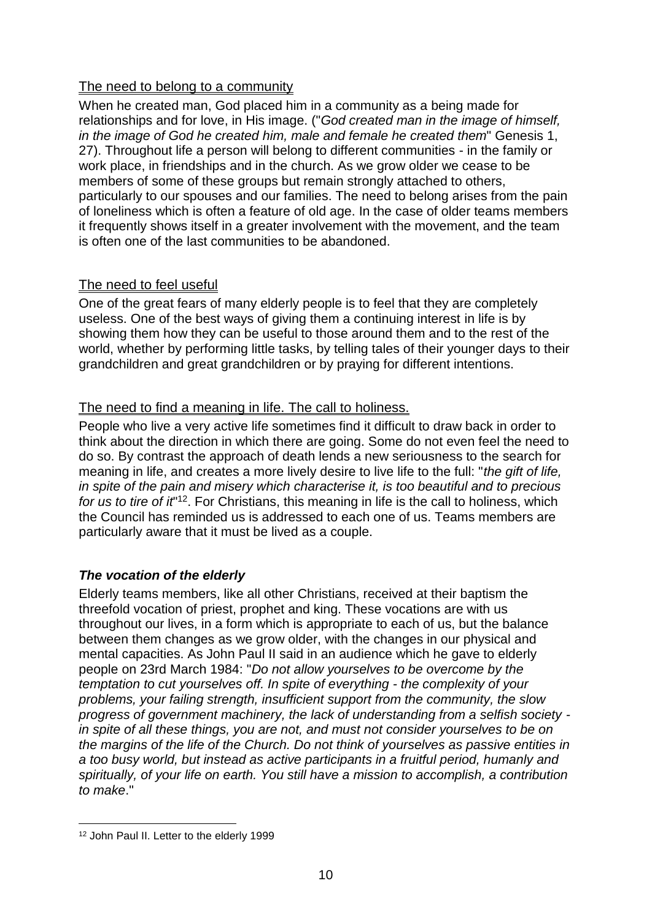<u>The need to belong to a community</u>

When he created man, God placed him in a community as a being made for relationships and for love, in His image. ("*God created man in the image of himself, in the image of God he created him, male and female he created them*" Genesis 1, 27). Throughout life a person will belong to different communities - in the family or work place, in friendships and in the church. As we grow older we cease to be members of some of these groups but remain strongly attached to others, particularly to our spouses and our families. The need to belong arises from the pain of loneliness which is often a feature of old age. In the case of older teams members it frequently shows itself in a greater involvement with the movement, and the team is often one of the last communities to be abandoned.

<u>The need to feel useful</u>

One of the great fears of many elderly people is to feel that they are completely useless. One of the best ways of giving them a continuing interest in life is by showing them how they can be useful to those around them and to the rest of the world, whether by performing little tasks, by telling tales of their younger days to their grandchildren and great grandchildren or by praying for different intentions.

<u>The need to find a meaning in life. The call to holiness.</u>

People who live a very active life sometimes find it difficult to draw back in order to think about the direction in which there are going. Some do not even feel the need to do so. By contrast the approach of death lends a new seriousness to the search for meaning in life, and creates a more lively desire to live life to the full: "*the gift of life, in spite of the pain and misery which characterise it, is too beautiful and to precious for us to tire of it*"[12]. For Christians, this meaning in life is the call to holiness, which the Council has reminded us is addressed to each one of us. Teams members are particularly aware that it must be lived as a couple.

***The vocation of the elderly***

Elderly teams members, like all other Christians, received at their baptism the threefold vocation of priest, prophet and king. These vocations are with us throughout our lives, in a form which is appropriate to each of us, but the balance between them changes as we grow older, with the changes in our physical and mental capacities. As John Paul II said in an audience which he gave to elderly people on 23rd March 1984: "*Do not allow yourselves to be overcome by the temptation to cut yourselves off. In spite of everything - the complexity of your problems, your failing strength, insufficient support from the community, the slow progress of government machinery, the lack of understanding from a selfish society - in spite of all these things, you are not, and must not consider yourselves to be on the margins of the life of the Church. Do not think of yourselves as passive entities in a too busy world, but instead as active participants in a fruitful period, humanly and spiritually, of your life on earth. You still have a mission to accomplish, a contribution to make*."

---

[12] John Paul II. Letter to the elderly 1999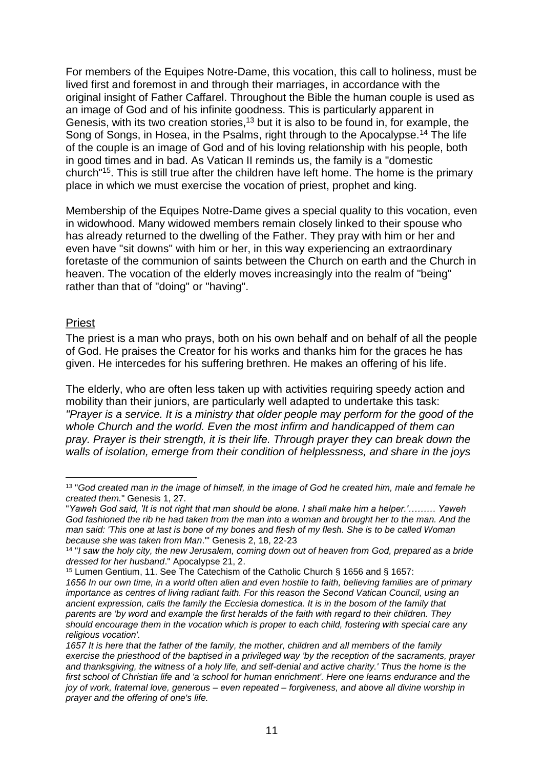For members of the Equipes Notre-Dame, this vocation, this call to holiness, must be lived first and foremost in and through their marriages, in accordance with the original insight of Father Caffarel. Throughout the Bible the human couple is used as an image of God and of his infinite goodness. This is particularly apparent in Genesis, with its two creation stories,[13] but it is also to be found in, for example, the Song of Songs, in Hosea, in the Psalms, right through to the Apocalypse.[14] The life of the couple is an image of God and of his loving relationship with his people, both in good times and in bad. As Vatican II reminds us, the family is a "domestic church"[15]. This is still true after the children have left home. The home is the primary place in which we must exercise the vocation of priest, prophet and king.

Membership of the Equipes Notre-Dame gives a special quality to this vocation, even in widowhood. Many widowed members remain closely linked to their spouse who has already returned to the dwelling of the Father. They pray with him or her and even have "sit downs" with him or her, in this way experiencing an extraordinary foretaste of the communion of saints between the Church on earth and the Church in heaven. The vocation of the elderly moves increasingly into the realm of "being" rather than that of "doing" or "having".

## Priest

The priest is a man who prays, both on his own behalf and on behalf of all the people of God. He praises the Creator for his works and thanks him for the graces he has given. He intercedes for his suffering brethren. He makes an offering of his life.

The elderly, who are often less taken up with activities requiring speedy action and mobility than their juniors, are particularly well adapted to undertake this task: *"Prayer is a service. It is a ministry that older people may perform for the good of the whole Church and the world. Even the most infirm and handicapped of them can pray. Prayer is their strength, it is their life. Through prayer they can break down the walls of isolation, emerge from their condition of helplessness, and share in the joys*

---

[13] "*God created man in the image of himself, in the image of God he created him, male and female he created them.*" Genesis 1, 27.

"*Yaweh God said, 'It is not right that man should be alone. I shall make him a helper.'……… Yaweh God fashioned the rib he had taken from the man into a woman and brought her to the man. And the man said: 'This one at last is bone of my bones and flesh of my flesh. She is to be called Woman because she was taken from Man*.'" Genesis 2, 18, 22-23

[14] "*I saw the holy city, the new Jerusalem, coming down out of heaven from God, prepared as a bride dressed for her husband*." Apocalypse 21, 2.

[15] Lumen Gentium, 11. See The Catechism of the Catholic Church § 1656 and § 1657:

*1656 In our own time, in a world often alien and even hostile to faith, believing families are of primary importance as centres of living radiant faith. For this reason the Second Vatican Council, using an ancient expression, calls the family the Ecclesia domestica. It is in the bosom of the family that parents are 'by word and example the first heralds of the faith with regard to their children. They should encourage them in the vocation which is proper to each child, fostering with special care any religious vocation'.*

*1657 It is here that the father of the family, the mother, children and all members of the family exercise the priesthood of the baptised in a privileged way 'by the reception of the sacraments, prayer and thanksgiving, the witness of a holy life, and self-denial and active charity.' Thus the home is the first school of Christian life and 'a school for human enrichment'. Here one learns endurance and the joy of work, fraternal love, generous – even repeated – forgiveness, and above all divine worship in prayer and the offering of one's life.*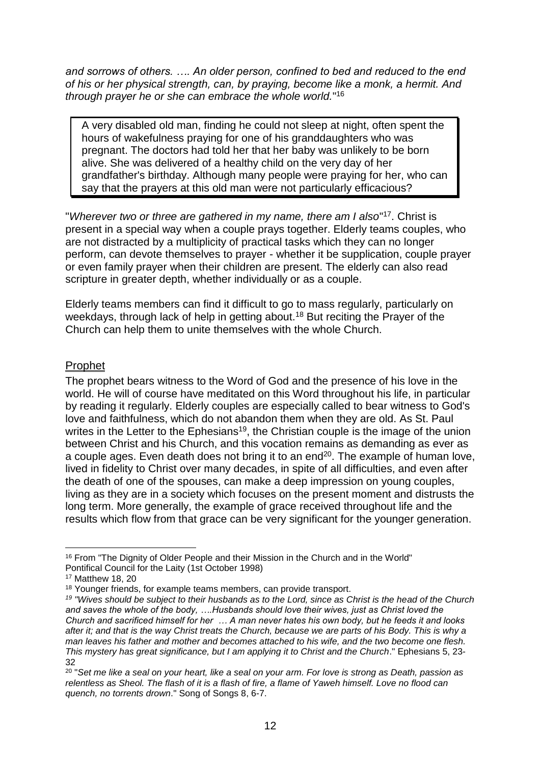*and sorrows of others. …. An older person, confined to bed and reduced to the end of his or her physical strength, can, by praying, become like a monk, a hermit. And through prayer he or she can embrace the whole world.*"[16]

> A very disabled old man, finding he could not sleep at night, often spent the hours of wakefulness praying for one of his granddaughters who was pregnant. The doctors had told her that her baby was unlikely to be born alive. She was delivered of a healthy child on the very day of her grandfather's birthday. Although many people were praying for her, who can say that the prayers at this old man were not particularly efficacious?

"*Wherever two or three are gathered in my name, there am I also*"[17]. Christ is present in a special way when a couple prays together. Elderly teams couples, who are not distracted by a multiplicity of practical tasks which they can no longer perform, can devote themselves to prayer - whether it be supplication, couple prayer or even family prayer when their children are present. The elderly can also read scripture in greater depth, whether individually or as a couple.

Elderly teams members can find it difficult to go to mass regularly, particularly on weekdays, through lack of help in getting about.[18] But reciting the Prayer of the Church can help them to unite themselves with the whole Church.

## Prophet

The prophet bears witness to the Word of God and the presence of his love in the world. He will of course have meditated on this Word throughout his life, in particular by reading it regularly. Elderly couples are especially called to bear witness to God's love and faithfulness, which do not abandon them when they are old. As St. Paul writes in the Letter to the Ephesians[19], the Christian couple is the image of the union between Christ and his Church, and this vocation remains as demanding as ever as a couple ages. Even death does not bring it to an end[20]. The example of human love, lived in fidelity to Christ over many decades, in spite of all difficulties, and even after the death of one of the spouses, can make a deep impression on young couples, living as they are in a society which focuses on the present moment and distrusts the long term. More generally, the example of grace received throughout life and the results which flow from that grace can be very significant for the younger generation.

---

[16] From "The Dignity of Older People and their Mission in the Church and in the World" Pontifical Council for the Laity (1st October 1998)

[17] Matthew 18, 20

[18] Younger friends, for example teams members, can provide transport.

[19] *"Wives should be subject to their husbands as to the Lord, since as Christ is the head of the Church and saves the whole of the body, ….Husbands should love their wives, just as Christ loved the Church and sacrificed himself for her … A man never hates his own body, but he feeds it and looks after it; and that is the way Christ treats the Church, because we are parts of his Body. This is why a man leaves his father and mother and becomes attached to his wife, and the two become one flesh. This mystery has great significance, but I am applying it to Christ and the Church*." Ephesians 5, 23-32

[20] "*Set me like a seal on your heart, like a seal on your arm. For love is strong as Death, passion as relentless as Sheol. The flash of it is a flash of fire, a flame of Yaweh himself. Love no flood can quench, no torrents drown*." Song of Songs 8, 6-7.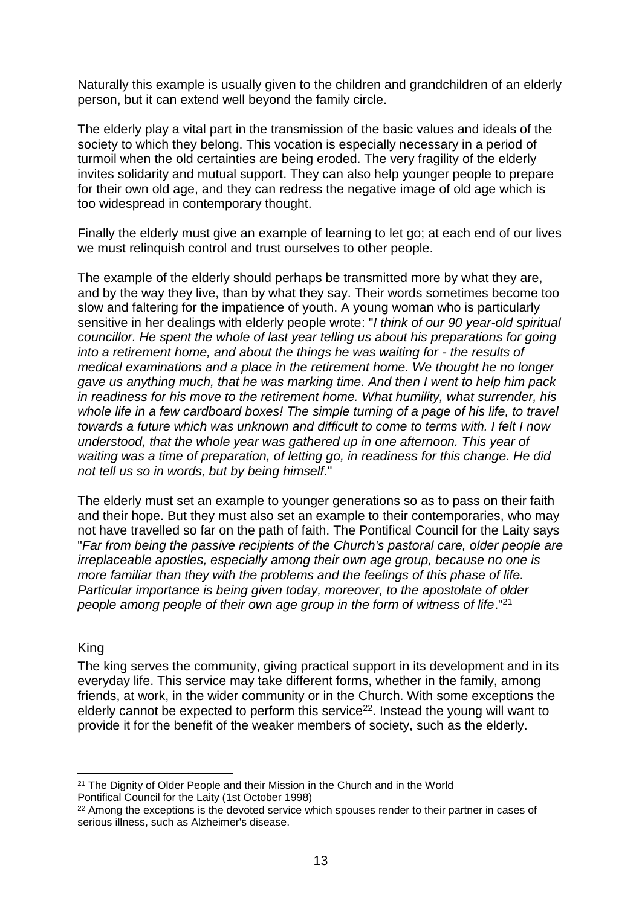Naturally this example is usually given to the children and grandchildren of an elderly person, but it can extend well beyond the family circle.

The elderly play a vital part in the transmission of the basic values and ideals of the society to which they belong. This vocation is especially necessary in a period of turmoil when the old certainties are being eroded. The very fragility of the elderly invites solidarity and mutual support. They can also help younger people to prepare for their own old age, and they can redress the negative image of old age which is too widespread in contemporary thought.

Finally the elderly must give an example of learning to let go; at each end of our lives we must relinquish control and trust ourselves to other people.

The example of the elderly should perhaps be transmitted more by what they are, and by the way they live, than by what they say. Their words sometimes become too slow and faltering for the impatience of youth. A young woman who is particularly sensitive in her dealings with elderly people wrote: "*I think of our 90 year-old spiritual councillor. He spent the whole of last year telling us about his preparations for going into a retirement home, and about the things he was waiting for - the results of medical examinations and a place in the retirement home. We thought he no longer gave us anything much, that he was marking time. And then I went to help him pack in readiness for his move to the retirement home. What humility, what surrender, his whole life in a few cardboard boxes! The simple turning of a page of his life, to travel towards a future which was unknown and difficult to come to terms with. I felt I now understood, that the whole year was gathered up in one afternoon. This year of waiting was a time of preparation, of letting go, in readiness for this change. He did not tell us so in words, but by being himself*."

The elderly must set an example to younger generations so as to pass on their faith and their hope. But they must also set an example to their contemporaries, who may not have travelled so far on the path of faith. The Pontifical Council for the Laity says "*Far from being the passive recipients of the Church's pastoral care, older people are irreplaceable apostles, especially among their own age group, because no one is more familiar than they with the problems and the feelings of this phase of life. Particular importance is being given today, moreover, to the apostolate of older people among people of their own age group in the form of witness of life*."[21]

## King

The king serves the community, giving practical support in its development and in its everyday life. This service may take different forms, whether in the family, among friends, at work, in the wider community or in the Church. With some exceptions the elderly cannot be expected to perform this service[22]. Instead the young will want to provide it for the benefit of the weaker members of society, such as the elderly.

---

[21] The Dignity of Older People and their Mission in the Church and in the World
Pontifical Council for the Laity (1st October 1998)

[22] Among the exceptions is the devoted service which spouses render to their partner in cases of serious illness, such as Alzheimer's disease.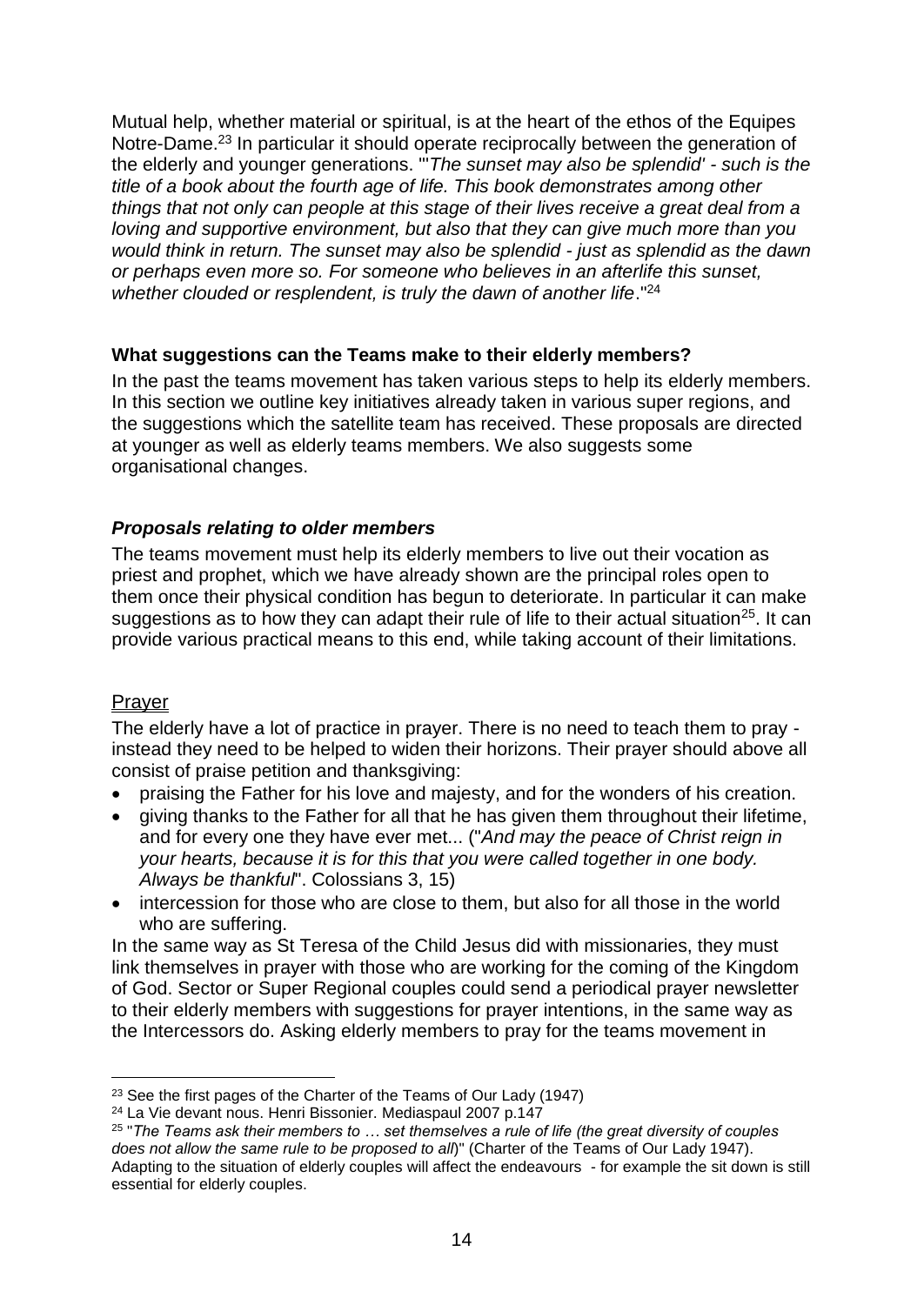Mutual help, whether material or spiritual, is at the heart of the ethos of the Equipes Notre-Dame.[23] In particular it should operate reciprocally between the generation of the elderly and younger generations. "*'The sunset may also be splendid' - such is the title of a book about the fourth age of life. This book demonstrates among other things that not only can people at this stage of their lives receive a great deal from a loving and supportive environment, but also that they can give much more than you would think in return. The sunset may also be splendid - just as splendid as the dawn or perhaps even more so. For someone who believes in an afterlife this sunset, whether clouded or resplendent, is truly the dawn of another life*."[24]

**What suggestions can the Teams make to their elderly members?**

In the past the teams movement has taken various steps to help its elderly members. In this section we outline key initiatives already taken in various super regions, and the suggestions which the satellite team has received. These proposals are directed at younger as well as elderly teams members. We also suggests some organisational changes.

***Proposals relating to older members***

The teams movement must help its elderly members to live out their vocation as priest and prophet, which we have already shown are the principal roles open to them once their physical condition has begun to deteriorate. In particular it can make suggestions as to how they can adapt their rule of life to their actual situation[25]. It can provide various practical means to this end, while taking account of their limitations.

<u>Prayer</u>

The elderly have a lot of practice in prayer. There is no need to teach them to pray - instead they need to be helped to widen their horizons. Their prayer should above all consist of praise petition and thanksgiving:

- praising the Father for his love and majesty, and for the wonders of his creation.
- giving thanks to the Father for all that he has given them throughout their lifetime, and for every one they have ever met... ("*And may the peace of Christ reign in your hearts, because it is for this that you were called together in one body. Always be thankful*". Colossians 3, 15)
- intercession for those who are close to them, but also for all those in the world who are suffering.

In the same way as St Teresa of the Child Jesus did with missionaries, they must link themselves in prayer with those who are working for the coming of the Kingdom of God. Sector or Super Regional couples could send a periodical prayer newsletter to their elderly members with suggestions for prayer intentions, in the same way as the Intercessors do. Asking elderly members to pray for the teams movement in

---

[23] See the first pages of the Charter of the Teams of Our Lady (1947)

[24] La Vie devant nous. Henri Bissonier. Mediaspaul 2007 p.147

[25] "*The Teams ask their members to … set themselves a rule of life (the great diversity of couples does not allow the same rule to be proposed to all*)" (Charter of the Teams of Our Lady 1947). Adapting to the situation of elderly couples will affect the endeavours - for example the sit down is still essential for elderly couples.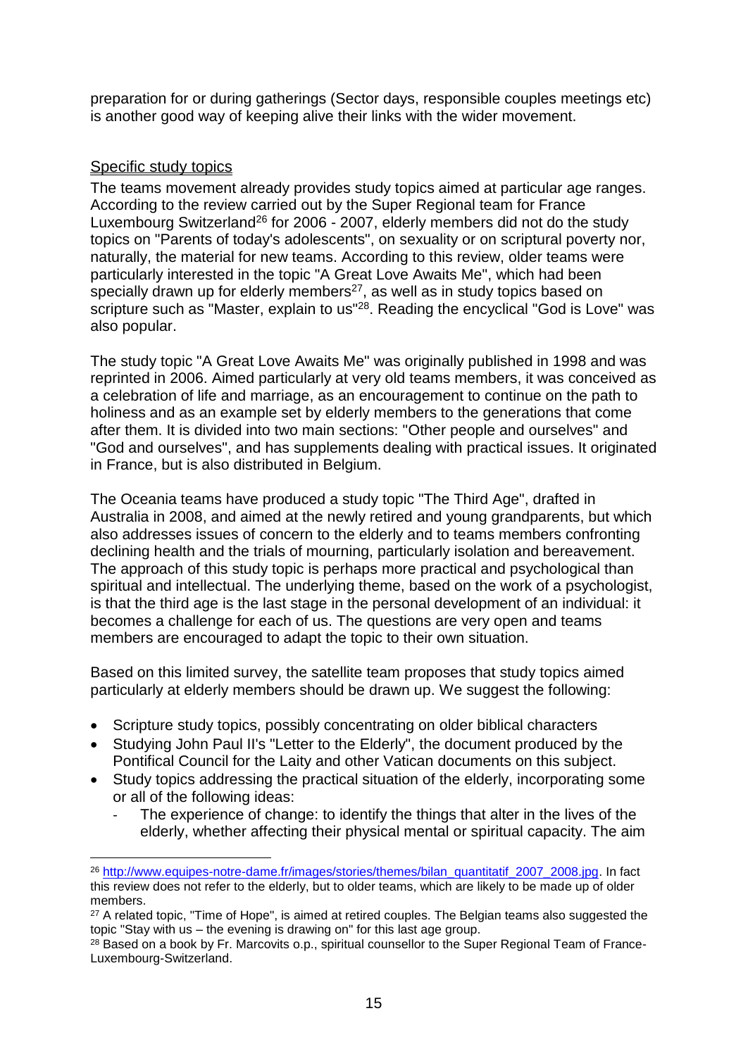preparation for or during gatherings (Sector days, responsible couples meetings etc) is another good way of keeping alive their links with the wider movement.

Specific study topics

The teams movement already provides study topics aimed at particular age ranges. According to the review carried out by the Super Regional team for France Luxembourg Switzerland[26] for 2006 - 2007, elderly members did not do the study topics on "Parents of today's adolescents", on sexuality or on scriptural poverty nor, naturally, the material for new teams. According to this review, older teams were particularly interested in the topic "A Great Love Awaits Me", which had been specially drawn up for elderly members[27], as well as in study topics based on scripture such as "Master, explain to us"[28]. Reading the encyclical "God is Love" was also popular.

The study topic "A Great Love Awaits Me" was originally published in 1998 and was reprinted in 2006. Aimed particularly at very old teams members, it was conceived as a celebration of life and marriage, as an encouragement to continue on the path to holiness and as an example set by elderly members to the generations that come after them. It is divided into two main sections: "Other people and ourselves" and "God and ourselves", and has supplements dealing with practical issues. It originated in France, but is also distributed in Belgium.

The Oceania teams have produced a study topic "The Third Age", drafted in Australia in 2008, and aimed at the newly retired and young grandparents, but which also addresses issues of concern to the elderly and to teams members confronting declining health and the trials of mourning, particularly isolation and bereavement. The approach of this study topic is perhaps more practical and psychological than spiritual and intellectual. The underlying theme, based on the work of a psychologist, is that the third age is the last stage in the personal development of an individual: it becomes a challenge for each of us. The questions are very open and teams members are encouraged to adapt the topic to their own situation.

Based on this limited survey, the satellite team proposes that study topics aimed particularly at elderly members should be drawn up. We suggest the following:

- Scripture study topics, possibly concentrating on older biblical characters
- Studying John Paul II's "Letter to the Elderly", the document produced by the Pontifical Council for the Laity and other Vatican documents on this subject.
- Study topics addressing the practical situation of the elderly, incorporating some or all of the following ideas:
  - The experience of change: to identify the things that alter in the lives of the elderly, whether affecting their physical mental or spiritual capacity. The aim

---

[26] http://www.equipes-notre-dame.fr/images/stories/themes/bilan_quantitatif_2007_2008.jpg. In fact this review does not refer to the elderly, but to older teams, which are likely to be made up of older members.

[27] A related topic, "Time of Hope", is aimed at retired couples. The Belgian teams also suggested the topic "Stay with us – the evening is drawing on" for this last age group.

[28] Based on a book by Fr. Marcovits o.p., spiritual counsellor to the Super Regional Team of France-Luxembourg-Switzerland.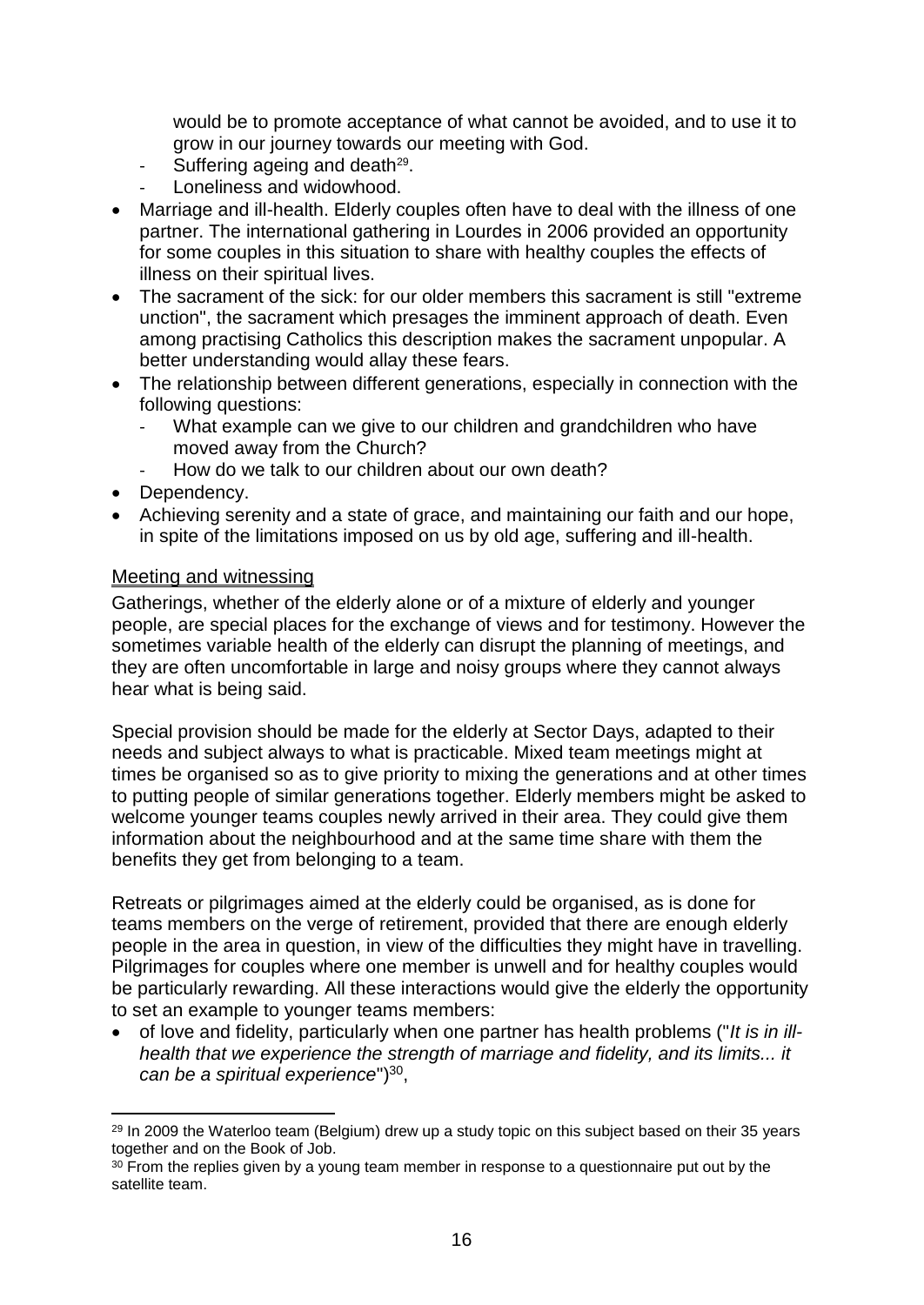would be to promote acceptance of what cannot be avoided, and to use it to grow in our journey towards our meeting with God.

  - Suffering ageing and death[29].
  - Loneliness and widowhood.
- Marriage and ill-health. Elderly couples often have to deal with the illness of one partner. The international gathering in Lourdes in 2006 provided an opportunity for some couples in this situation to share with healthy couples the effects of illness on their spiritual lives.
- The sacrament of the sick: for our older members this sacrament is still "extreme unction", the sacrament which presages the imminent approach of death. Even among practising Catholics this description makes the sacrament unpopular. A better understanding would allay these fears.
- The relationship between different generations, especially in connection with the following questions:
  - What example can we give to our children and grandchildren who have moved away from the Church?
  - How do we talk to our children about our own death?
- Dependency.
- Achieving serenity and a state of grace, and maintaining our faith and our hope, in spite of the limitations imposed on us by old age, suffering and ill-health.

<u>Meeting and witnessing</u>

Gatherings, whether of the elderly alone or of a mixture of elderly and younger people, are special places for the exchange of views and for testimony. However the sometimes variable health of the elderly can disrupt the planning of meetings, and they are often uncomfortable in large and noisy groups where they cannot always hear what is being said.

Special provision should be made for the elderly at Sector Days, adapted to their needs and subject always to what is practicable. Mixed team meetings might at times be organised so as to give priority to mixing the generations and at other times to putting people of similar generations together. Elderly members might be asked to welcome younger teams couples newly arrived in their area. They could give them information about the neighbourhood and at the same time share with them the benefits they get from belonging to a team.

Retreats or pilgrimages aimed at the elderly could be organised, as is done for teams members on the verge of retirement, provided that there are enough elderly people in the area in question, in view of the difficulties they might have in travelling. Pilgrimages for couples where one member is unwell and for healthy couples would be particularly rewarding. All these interactions would give the elderly the opportunity to set an example to younger teams members:

- of love and fidelity, particularly when one partner has health problems ("*It is in ill-health that we experience the strength of marriage and fidelity, and its limits... it can be a spiritual experience*")[30],

---

[29] In 2009 the Waterloo team (Belgium) drew up a study topic on this subject based on their 35 years together and on the Book of Job.

[30] From the replies given by a young team member in response to a questionnaire put out by the satellite team.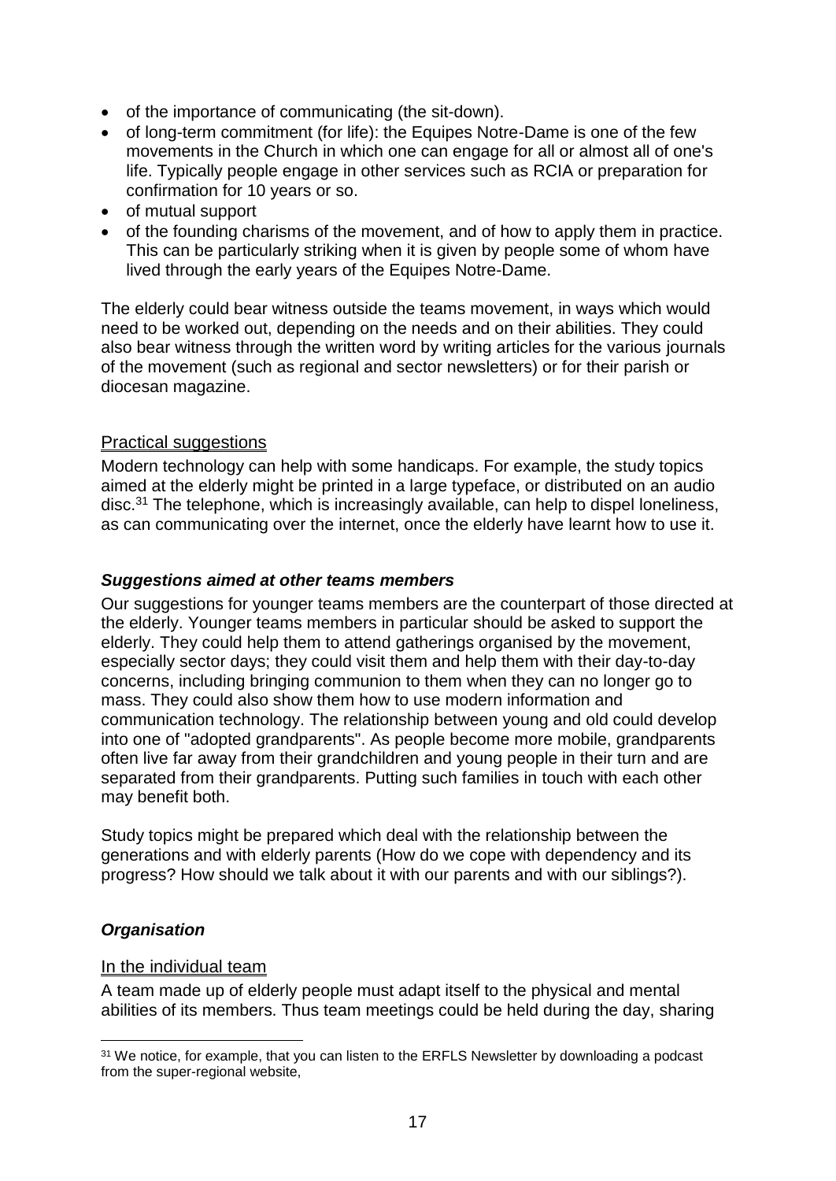- of the importance of communicating (the sit-down).
- of long-term commitment (for life): the Equipes Notre-Dame is one of the few movements in the Church in which one can engage for all or almost all of one's life. Typically people engage in other services such as RCIA or preparation for confirmation for 10 years or so.
- of mutual support
- of the founding charisms of the movement, and of how to apply them in practice. This can be particularly striking when it is given by people some of whom have lived through the early years of the Equipes Notre-Dame.

The elderly could bear witness outside the teams movement, in ways which would need to be worked out, depending on the needs and on their abilities. They could also bear witness through the written word by writing articles for the various journals of the movement (such as regional and sector newsletters) or for their parish or diocesan magazine.

<u>Practical suggestions</u>

Modern technology can help with some handicaps. For example, the study topics aimed at the elderly might be printed in a large typeface, or distributed on an audio disc.[31] The telephone, which is increasingly available, can help to dispel loneliness, as can communicating over the internet, once the elderly have learnt how to use it.

### ***Suggestions aimed at other teams members***

Our suggestions for younger teams members are the counterpart of those directed at the elderly. Younger teams members in particular should be asked to support the elderly. They could help them to attend gatherings organised by the movement, especially sector days; they could visit them and help them with their day-to-day concerns, including bringing communion to them when they can no longer go to mass. They could also show them how to use modern information and communication technology. The relationship between young and old could develop into one of "adopted grandparents". As people become more mobile, grandparents often live far away from their grandchildren and young people in their turn and are separated from their grandparents. Putting such families in touch with each other may benefit both.

Study topics might be prepared which deal with the relationship between the generations and with elderly parents (How do we cope with dependency and its progress? How should we talk about it with our parents and with our siblings?).

### ***Organisation***

<u>In the individual team</u>

A team made up of elderly people must adapt itself to the physical and mental abilities of its members. Thus team meetings could be held during the day, sharing

---

[31] We notice, for example, that you can listen to the ERFLS Newsletter by downloading a podcast from the super-regional website,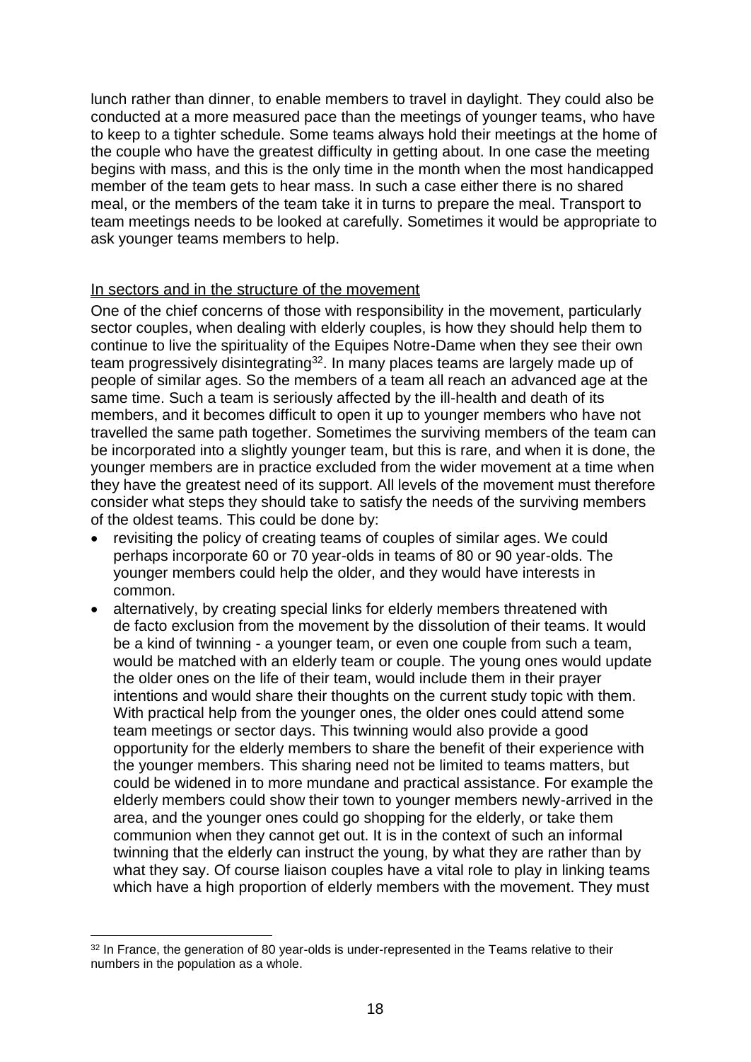lunch rather than dinner, to enable members to travel in daylight. They could also be conducted at a more measured pace than the meetings of younger teams, who have to keep to a tighter schedule. Some teams always hold their meetings at the home of the couple who have the greatest difficulty in getting about. In one case the meeting begins with mass, and this is the only time in the month when the most handicapped member of the team gets to hear mass. In such a case either there is no shared meal, or the members of the team take it in turns to prepare the meal. Transport to team meetings needs to be looked at carefully. Sometimes it would be appropriate to ask younger teams members to help.

<u>In sectors and in the structure of the movement</u>

One of the chief concerns of those with responsibility in the movement, particularly sector couples, when dealing with elderly couples, is how they should help them to continue to live the spirituality of the Equipes Notre-Dame when they see their own team progressively disintegrating[32]. In many places teams are largely made up of people of similar ages. So the members of a team all reach an advanced age at the same time. Such a team is seriously affected by the ill-health and death of its members, and it becomes difficult to open it up to younger members who have not travelled the same path together. Sometimes the surviving members of the team can be incorporated into a slightly younger team, but this is rare, and when it is done, the younger members are in practice excluded from the wider movement at a time when they have the greatest need of its support. All levels of the movement must therefore consider what steps they should take to satisfy the needs of the surviving members of the oldest teams. This could be done by:

- revisiting the policy of creating teams of couples of similar ages. We could perhaps incorporate 60 or 70 year-olds in teams of 80 or 90 year-olds. The younger members could help the older, and they would have interests in common.
- alternatively, by creating special links for elderly members threatened with de facto exclusion from the movement by the dissolution of their teams. It would be a kind of twinning - a younger team, or even one couple from such a team, would be matched with an elderly team or couple. The young ones would update the older ones on the life of their team, would include them in their prayer intentions and would share their thoughts on the current study topic with them. With practical help from the younger ones, the older ones could attend some team meetings or sector days. This twinning would also provide a good opportunity for the elderly members to share the benefit of their experience with the younger members. This sharing need not be limited to teams matters, but could be widened in to more mundane and practical assistance. For example the elderly members could show their town to younger members newly-arrived in the area, and the younger ones could go shopping for the elderly, or take them communion when they cannot get out. It is in the context of such an informal twinning that the elderly can instruct the young, by what they are rather than by what they say. Of course liaison couples have a vital role to play in linking teams which have a high proportion of elderly members with the movement. They must

[32] In France, the generation of 80 year-olds is under-represented in the Teams relative to their numbers in the population as a whole.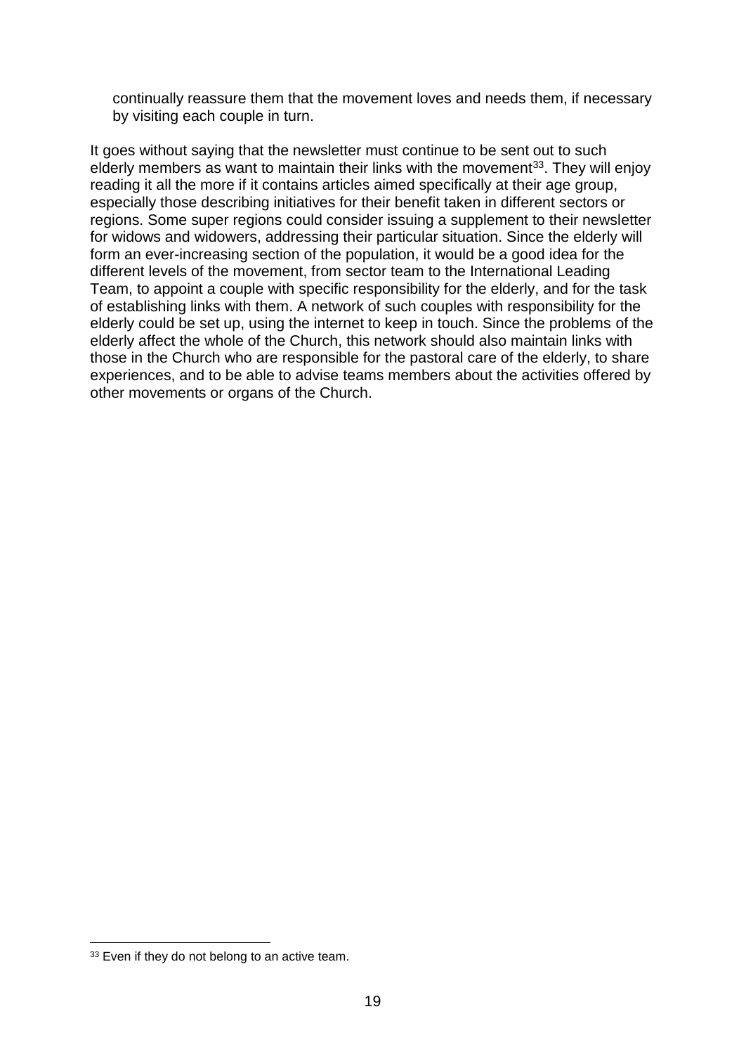continually reassure them that the movement loves and needs them, if necessary by visiting each couple in turn.

It goes without saying that the newsletter must continue to be sent out to such elderly members as want to maintain their links with the movement[33]. They will enjoy reading it all the more if it contains articles aimed specifically at their age group, especially those describing initiatives for their benefit taken in different sectors or regions. Some super regions could consider issuing a supplement to their newsletter for widows and widowers, addressing their particular situation. Since the elderly will form an ever-increasing section of the population, it would be a good idea for the different levels of the movement, from sector team to the International Leading Team, to appoint a couple with specific responsibility for the elderly, and for the task of establishing links with them. A network of such couples with responsibility for the elderly could be set up, using the internet to keep in touch. Since the problems of the elderly affect the whole of the Church, this network should also maintain links with those in the Church who are responsible for the pastoral care of the elderly, to share experiences, and to be able to advise teams members about the activities offered by other movements or organs of the Church.

[33] Even if they do not belong to an active team.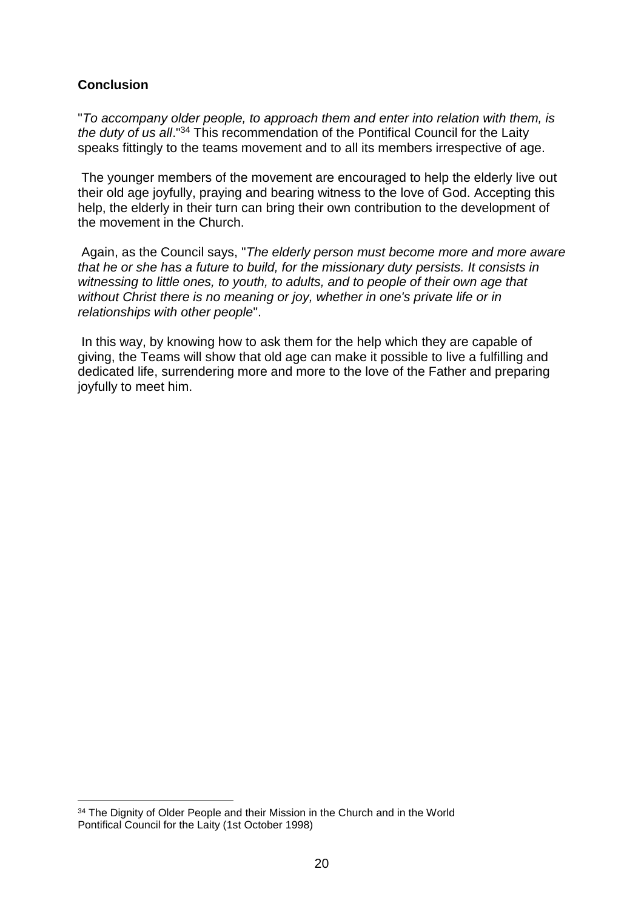**Conclusion**

"*To accompany older people, to approach them and enter into relation with them, is the duty of us all*."[34] This recommendation of the Pontifical Council for the Laity speaks fittingly to the teams movement and to all its members irrespective of age.

The younger members of the movement are encouraged to help the elderly live out their old age joyfully, praying and bearing witness to the love of God. Accepting this help, the elderly in their turn can bring their own contribution to the development of the movement in the Church.

Again, as the Council says, "*The elderly person must become more and more aware that he or she has a future to build, for the missionary duty persists. It consists in witnessing to little ones, to youth, to adults, and to people of their own age that without Christ there is no meaning or joy, whether in one's private life or in relationships with other people*".

In this way, by knowing how to ask them for the help which they are capable of giving, the Teams will show that old age can make it possible to live a fulfilling and dedicated life, surrendering more and more to the love of the Father and preparing joyfully to meet him.

---

[34] The Dignity of Older People and their Mission in the Church and in the World
Pontifical Council for the Laity (1st October 1998)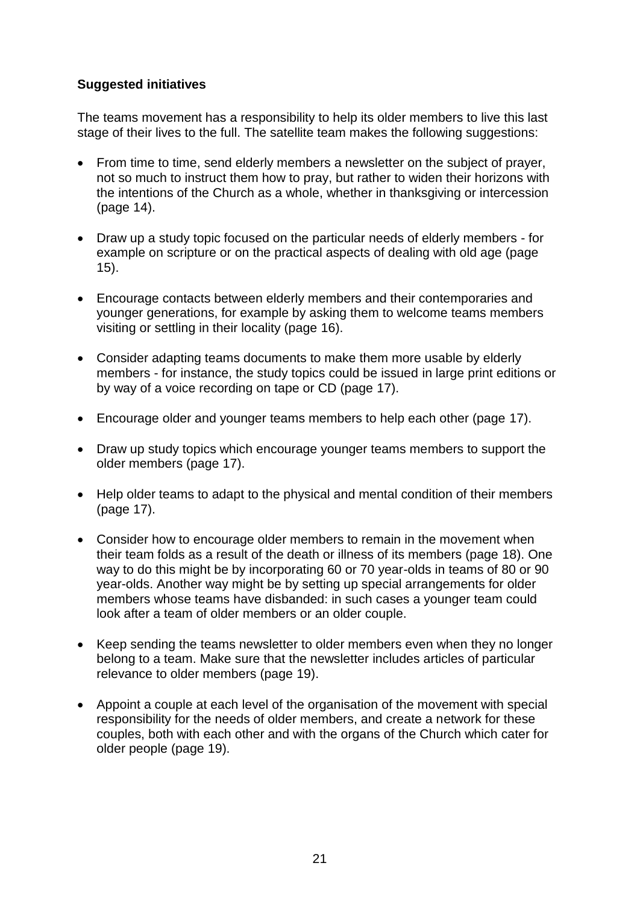**Suggested initiatives**

The teams movement has a responsibility to help its older members to live this last stage of their lives to the full. The satellite team makes the following suggestions:

- From time to time, send elderly members a newsletter on the subject of prayer, not so much to instruct them how to pray, but rather to widen their horizons with the intentions of the Church as a whole, whether in thanksgiving or intercession (page 14).
- Draw up a study topic focused on the particular needs of elderly members - for example on scripture or on the practical aspects of dealing with old age (page 15).
- Encourage contacts between elderly members and their contemporaries and younger generations, for example by asking them to welcome teams members visiting or settling in their locality (page 16).
- Consider adapting teams documents to make them more usable by elderly members - for instance, the study topics could be issued in large print editions or by way of a voice recording on tape or CD (page 17).
- Encourage older and younger teams members to help each other (page 17).
- Draw up study topics which encourage younger teams members to support the older members (page 17).
- Help older teams to adapt to the physical and mental condition of their members (page 17).
- Consider how to encourage older members to remain in the movement when their team folds as a result of the death or illness of its members (page 18). One way to do this might be by incorporating 60 or 70 year-olds in teams of 80 or 90 year-olds. Another way might be by setting up special arrangements for older members whose teams have disbanded: in such cases a younger team could look after a team of older members or an older couple.
- Keep sending the teams newsletter to older members even when they no longer belong to a team. Make sure that the newsletter includes articles of particular relevance to older members (page 19).
- Appoint a couple at each level of the organisation of the movement with special responsibility for the needs of older members, and create a network for these couples, both with each other and with the organs of the Church which cater for older people (page 19).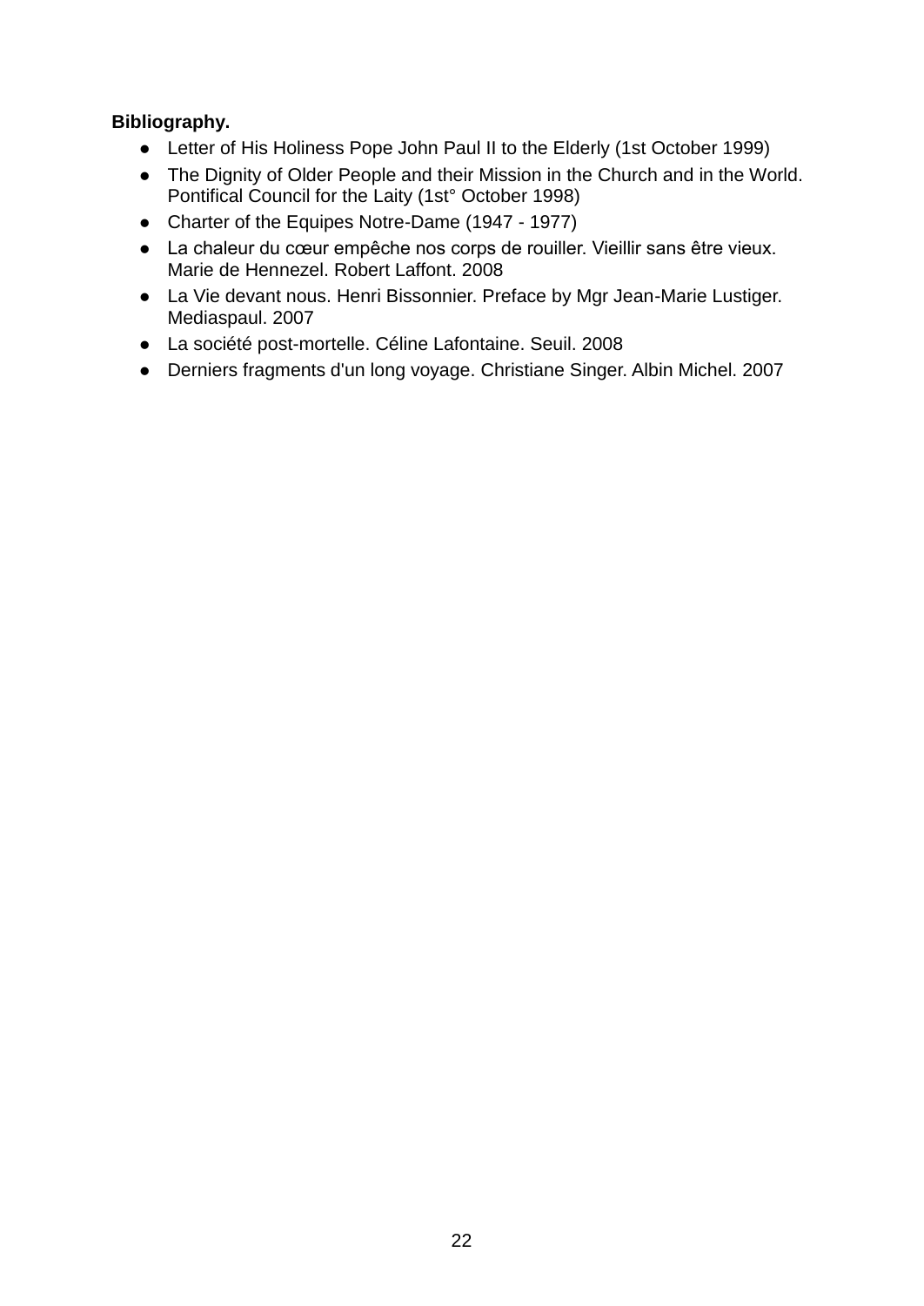**Bibliography.**

- Letter of His Holiness Pope John Paul II to the Elderly (1st October 1999)
- The Dignity of Older People and their Mission in the Church and in the World. Pontifical Council for the Laity (1st° October 1998)
- Charter of the Equipes Notre-Dame (1947 - 1977)
- La chaleur du cœur empêche nos corps de rouiller. Vieillir sans être vieux. Marie de Hennezel. Robert Laffont. 2008
- La Vie devant nous. Henri Bissonnier. Preface by Mgr Jean-Marie Lustiger. Mediaspaul. 2007
- La société post-mortelle. Céline Lafontaine. Seuil. 2008
- Derniers fragments d'un long voyage. Christiane Singer. Albin Michel. 2007